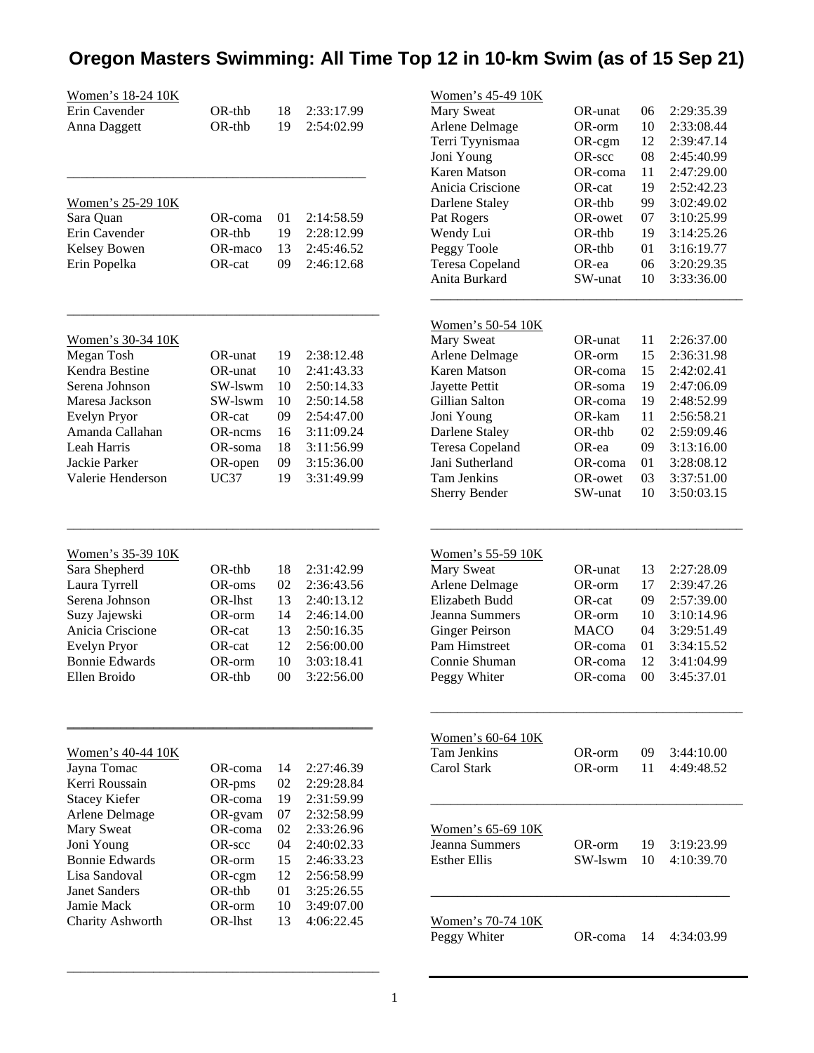# Oregon Masters Swimming: All Time Top 12 in 10-km Swim (as of 15 Sep 21)

## Women's 18-24 10K

| Name | Club | Year | Time |
|---|---|---|---|
| Erin Cavender | OR-thb | 18 | 2:33:17.99 |
| Anna Daggett | OR-thb | 19 | 2:54:02.99 |

## Women's 25-29 10K

| Name | Club | Year | Time |
|---|---|---|---|
| Sara Quan | OR-coma | 01 | 2:14:58.59 |
| Erin Cavender | OR-thb | 19 | 2:28:12.99 |
| Kelsey Bowen | OR-maco | 13 | 2:45:46.52 |
| Erin Popelka | OR-cat | 09 | 2:46:12.68 |

## Women's 30-34 10K

| Name | Club | Year | Time |
|---|---|---|---|
| Megan Tosh | OR-unat | 19 | 2:38:12.48 |
| Kendra Bestine | OR-unat | 10 | 2:41:43.33 |
| Serena Johnson | SW-lswm | 10 | 2:50:14.33 |
| Maresa Jackson | SW-lswm | 10 | 2:50:14.58 |
| Evelyn Pryor | OR-cat | 09 | 2:54:47.00 |
| Amanda Callahan | OR-ncms | 16 | 3:11:09.24 |
| Leah Harris | OR-soma | 18 | 3:11:56.99 |
| Jackie Parker | OR-open | 09 | 3:15:36.00 |
| Valerie Henderson | UC37 | 19 | 3:31:49.99 |

## Women's 35-39 10K

| Name | Club | Year | Time |
|---|---|---|---|
| Sara Shepherd | OR-thb | 18 | 2:31:42.99 |
| Laura Tyrrell | OR-oms | 02 | 2:36:43.56 |
| Serena Johnson | OR-lhst | 13 | 2:40:13.12 |
| Suzy Jajewski | OR-orm | 14 | 2:46:14.00 |
| Anicia Criscione | OR-cat | 13 | 2:50:16.35 |
| Evelyn Pryor | OR-cat | 12 | 2:56:00.00 |
| Bonnie Edwards | OR-orm | 10 | 3:03:18.41 |
| Ellen Broido | OR-thb | 00 | 3:22:56.00 |

## Women's 40-44 10K

| Name | Club | Year | Time |
|---|---|---|---|
| Jayna Tomac | OR-coma | 14 | 2:27:46.39 |
| Kerri Roussain | OR-pms | 02 | 2:29:28.84 |
| Stacey Kiefer | OR-coma | 19 | 2:31:59.99 |
| Arlene Delmage | OR-gvam | 07 | 2:32:58.99 |
| Mary Sweat | OR-coma | 02 | 2:33:26.96 |
| Joni Young | OR-scc | 04 | 2:40:02.33 |
| Bonnie Edwards | OR-orm | 15 | 2:46:33.23 |
| Lisa Sandoval | OR-cgm | 12 | 2:56:58.99 |
| Janet Sanders | OR-thb | 01 | 3:25:26.55 |
| Jamie Mack | OR-orm | 10 | 3:49:07.00 |
| Charity Ashworth | OR-lhst | 13 | 4:06:22.45 |

## Women's 45-49 10K

| Name | Club | Year | Time |
|---|---|---|---|
| Mary Sweat | OR-unat | 06 | 2:29:35.39 |
| Arlene Delmage | OR-orm | 10 | 2:33:08.44 |
| Terri Tyynismaa | OR-cgm | 12 | 2:39:47.14 |
| Joni Young | OR-scc | 08 | 2:45:40.99 |
| Karen Matson | OR-coma | 11 | 2:47:29.00 |
| Anicia Criscione | OR-cat | 19 | 2:52:42.23 |
| Darlene Staley | OR-thb | 99 | 3:02:49.02 |
| Pat Rogers | OR-owet | 07 | 3:10:25.99 |
| Wendy Lui | OR-thb | 19 | 3:14:25.26 |
| Peggy Toole | OR-thb | 01 | 3:16:19.77 |
| Teresa Copeland | OR-ea | 06 | 3:20:29.35 |
| Anita Burkard | SW-unat | 10 | 3:33:36.00 |

## Women's 50-54 10K

| Name | Club | Year | Time |
|---|---|---|---|
| Mary Sweat | OR-unat | 11 | 2:26:37.00 |
| Arlene Delmage | OR-orm | 15 | 2:36:31.98 |
| Karen Matson | OR-coma | 15 | 2:42:02.41 |
| Jayette Pettit | OR-soma | 19 | 2:47:06.09 |
| Gillian Salton | OR-coma | 19 | 2:48:52.99 |
| Joni Young | OR-kam | 11 | 2:56:58.21 |
| Darlene Staley | OR-thb | 02 | 2:59:09.46 |
| Teresa Copeland | OR-ea | 09 | 3:13:16.00 |
| Jani Sutherland | OR-coma | 01 | 3:28:08.12 |
| Tam Jenkins | OR-owet | 03 | 3:37:51.00 |
| Sherry Bender | SW-unat | 10 | 3:50:03.15 |

## Women's 55-59 10K

| Name | Club | Year | Time |
|---|---|---|---|
| Mary Sweat | OR-unat | 13 | 2:27:28.09 |
| Arlene Delmage | OR-orm | 17 | 2:39:47.26 |
| Elizabeth Budd | OR-cat | 09 | 2:57:39.00 |
| Jeanna Summers | OR-orm | 10 | 3:10:14.96 |
| Ginger Peirson | MACO | 04 | 3:29:51.49 |
| Pam Himstreet | OR-coma | 01 | 3:34:15.52 |
| Connie Shuman | OR-coma | 12 | 3:41:04.99 |
| Peggy Whiter | OR-coma | 00 | 3:45:37.01 |

## Women's 60-64 10K

| Name | Club | Year | Time |
|---|---|---|---|
| Tam Jenkins | OR-orm | 09 | 3:44:10.00 |
| Carol Stark | OR-orm | 11 | 4:49:48.52 |

## Women's 65-69 10K

| Name | Club | Year | Time |
|---|---|---|---|
| Jeanna Summers | OR-orm | 19 | 3:19:23.99 |
| Esther Ellis | SW-lswm | 10 | 4:10:39.70 |

## Women's 70-74 10K

| Name | Club | Year | Time |
|---|---|---|---|
| Peggy Whiter | OR-coma | 14 | 4:34:03.99 |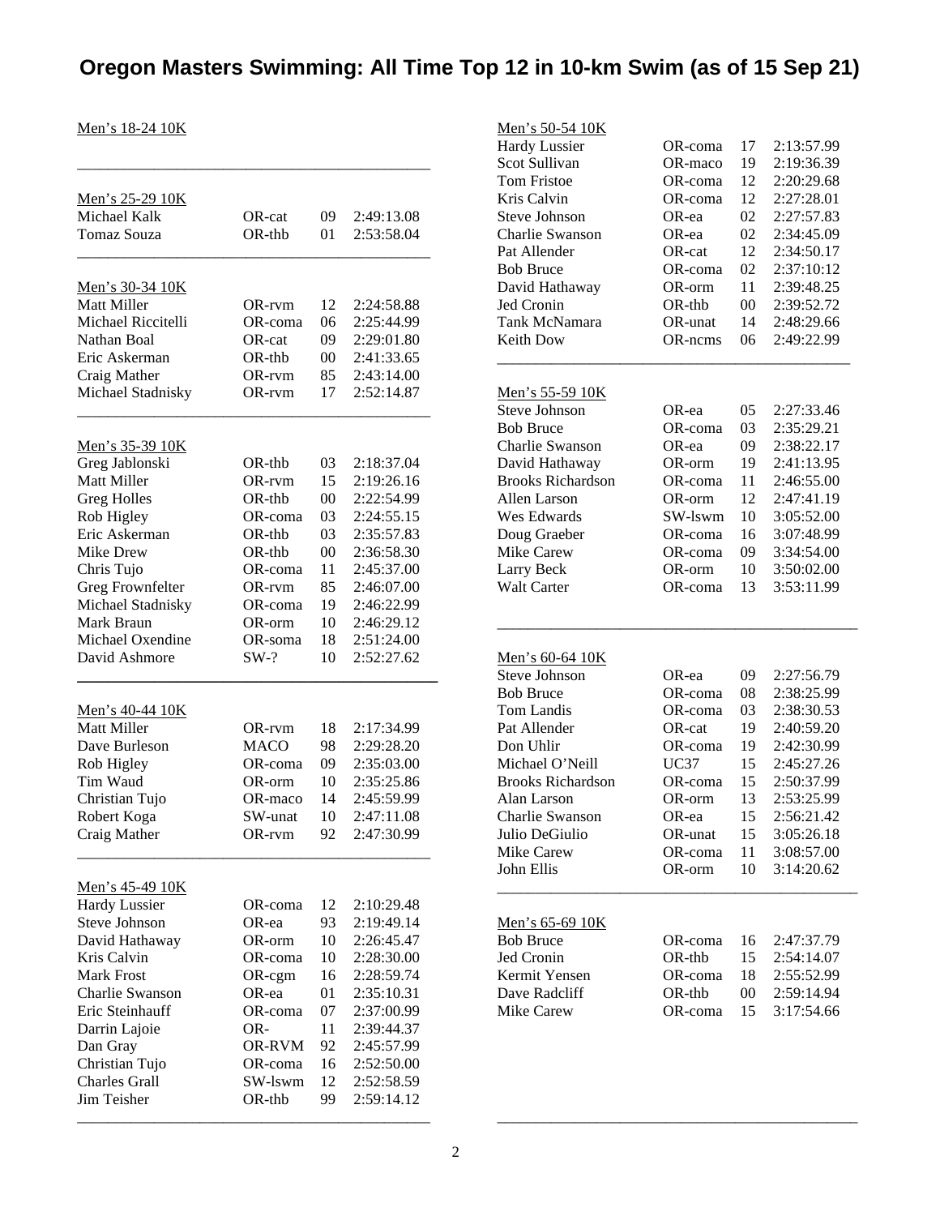# Oregon Masters Swimming: All Time Top 12 in 10-km Swim (as of 15 Sep 21)

## Men's 18-24 10K

## Men's 25-29 10K

| Name | Club | Year | Time |
|---|---|---|---|
| Michael Kalk | OR-cat | 09 | 2:49:13.08 |
| Tomaz Souza | OR-thb | 01 | 2:53:58.04 |

## Men's 30-34 10K

| Name | Club | Year | Time |
|---|---|---|---|
| Matt Miller | OR-rvm | 12 | 2:24:58.88 |
| Michael Riccitelli | OR-coma | 06 | 2:25:44.99 |
| Nathan Boal | OR-cat | 09 | 2:29:01.80 |
| Eric Askerman | OR-thb | 00 | 2:41:33.65 |
| Craig Mather | OR-rvm | 85 | 2:43:14.00 |
| Michael Stadnisky | OR-rvm | 17 | 2:52:14.87 |

## Men's 35-39 10K

| Name | Club | Year | Time |
|---|---|---|---|
| Greg Jablonski | OR-thb | 03 | 2:18:37.04 |
| Matt Miller | OR-rvm | 15 | 2:19:26.16 |
| Greg Holles | OR-thb | 00 | 2:22:54.99 |
| Rob Higley | OR-coma | 03 | 2:24:55.15 |
| Eric Askerman | OR-thb | 03 | 2:35:57.83 |
| Mike Drew | OR-thb | 00 | 2:36:58.30 |
| Chris Tujo | OR-coma | 11 | 2:45:37.00 |
| Greg Frownfelter | OR-rvm | 85 | 2:46:07.00 |
| Michael Stadnisky | OR-coma | 19 | 2:46:22.99 |
| Mark Braun | OR-orm | 10 | 2:46:29.12 |
| Michael Oxendine | OR-soma | 18 | 2:51:24.00 |
| David Ashmore | SW-? | 10 | 2:52:27.62 |

## Men's 40-44 10K

| Name | Club | Year | Time |
|---|---|---|---|
| Matt Miller | OR-rvm | 18 | 2:17:34.99 |
| Dave Burleson | MACO | 98 | 2:29:28.20 |
| Rob Higley | OR-coma | 09 | 2:35:03.00 |
| Tim Waud | OR-orm | 10 | 2:35:25.86 |
| Christian Tujo | OR-maco | 14 | 2:45:59.99 |
| Robert Koga | SW-unat | 10 | 2:47:11.08 |
| Craig Mather | OR-rvm | 92 | 2:47:30.99 |

## Men's 45-49 10K

| Name | Club | Year | Time |
|---|---|---|---|
| Hardy Lussier | OR-coma | 12 | 2:10:29.48 |
| Steve Johnson | OR-ea | 93 | 2:19:49.14 |
| David Hathaway | OR-orm | 10 | 2:26:45.47 |
| Kris Calvin | OR-coma | 10 | 2:28:30.00 |
| Mark Frost | OR-cgm | 16 | 2:28:59.74 |
| Charlie Swanson | OR-ea | 01 | 2:35:10.31 |
| Eric Steinhauff | OR-coma | 07 | 2:37:00.99 |
| Darrin Lajoie | OR- | 11 | 2:39:44.37 |
| Dan Gray | OR-RVM | 92 | 2:45:57.99 |
| Christian Tujo | OR-coma | 16 | 2:52:50.00 |
| Charles Grall | SW-lswm | 12 | 2:52:58.59 |
| Jim Teisher | OR-thb | 99 | 2:59:14.12 |

## Men's 50-54 10K

| Name | Club | Year | Time |
|---|---|---|---|
| Hardy Lussier | OR-coma | 17 | 2:13:57.99 |
| Scot Sullivan | OR-maco | 19 | 2:19:36.39 |
| Tom Fristoe | OR-coma | 12 | 2:20:29.68 |
| Kris Calvin | OR-coma | 12 | 2:27:28.01 |
| Steve Johnson | OR-ea | 02 | 2:27:57.83 |
| Charlie Swanson | OR-ea | 02 | 2:34:45.09 |
| Pat Allender | OR-cat | 12 | 2:34:50.17 |
| Bob Bruce | OR-coma | 02 | 2:37:10:12 |
| David Hathaway | OR-orm | 11 | 2:39:48.25 |
| Jed Cronin | OR-thb | 00 | 2:39:52.72 |
| Tank McNamara | OR-unat | 14 | 2:48:29.66 |
| Keith Dow | OR-ncms | 06 | 2:49:22.99 |

## Men's 55-59 10K

| Name | Club | Year | Time |
|---|---|---|---|
| Steve Johnson | OR-ea | 05 | 2:27:33.46 |
| Bob Bruce | OR-coma | 03 | 2:35:29.21 |
| Charlie Swanson | OR-ea | 09 | 2:38:22.17 |
| David Hathaway | OR-orm | 19 | 2:41:13.95 |
| Brooks Richardson | OR-coma | 11 | 2:46:55.00 |
| Allen Larson | OR-orm | 12 | 2:47:41.19 |
| Wes Edwards | SW-lswm | 10 | 3:05:52.00 |
| Doug Graeber | OR-coma | 16 | 3:07:48.99 |
| Mike Carew | OR-coma | 09 | 3:34:54.00 |
| Larry Beck | OR-orm | 10 | 3:50:02.00 |
| Walt Carter | OR-coma | 13 | 3:53:11.99 |

## Men's 60-64 10K

| Name | Club | Year | Time |
|---|---|---|---|
| Steve Johnson | OR-ea | 09 | 2:27:56.79 |
| Bob Bruce | OR-coma | 08 | 2:38:25.99 |
| Tom Landis | OR-coma | 03 | 2:38:30.53 |
| Pat Allender | OR-cat | 19 | 2:40:59.20 |
| Don Uhlir | OR-coma | 19 | 2:42:30.99 |
| Michael O'Neill | UC37 | 15 | 2:45:27.26 |
| Brooks Richardson | OR-coma | 15 | 2:50:37.99 |
| Alan Larson | OR-orm | 13 | 2:53:25.99 |
| Charlie Swanson | OR-ea | 15 | 2:56:21.42 |
| Julio DeGiulio | OR-unat | 15 | 3:05:26.18 |
| Mike Carew | OR-coma | 11 | 3:08:57.00 |
| John Ellis | OR-orm | 10 | 3:14:20.62 |

## Men's 65-69 10K

| Name | Club | Year | Time |
|---|---|---|---|
| Bob Bruce | OR-coma | 16 | 2:47:37.79 |
| Jed Cronin | OR-thb | 15 | 2:54:14.07 |
| Kermit Yensen | OR-coma | 18 | 2:55:52.99 |
| Dave Radcliff | OR-thb | 00 | 2:59:14.94 |
| Mike Carew | OR-coma | 15 | 3:17:54.66 |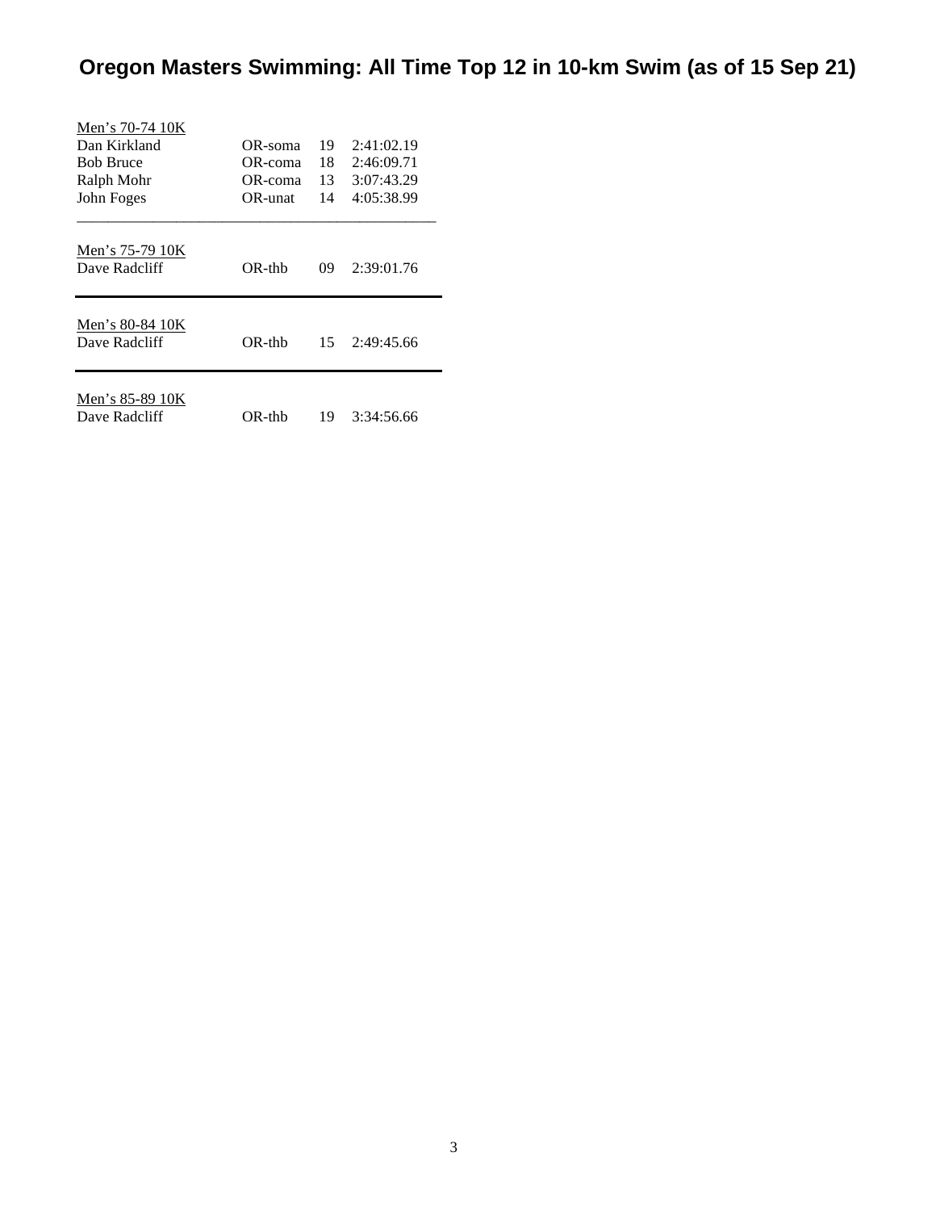# Oregon Masters Swimming: All Time Top 12 in 10-km Swim (as of 15 Sep 21)

Men's 70-74 10K

| | | | |
|---|---|---|---|
| Dan Kirkland | OR-soma | 19 | 2:41:02.19 |
| Bob Bruce | OR-coma | 18 | 2:46:09.71 |
| Ralph Mohr | OR-coma | 13 | 3:07:43.29 |
| John Foges | OR-unat | 14 | 4:05:38.99 |

Men's 75-79 10K

| | | | |
|---|---|---|---|
| Dave Radcliff | OR-thb | 09 | 2:39:01.76 |

Men's 80-84 10K

| | | | |
|---|---|---|---|
| Dave Radcliff | OR-thb | 15 | 2:49:45.66 |

Men's 85-89 10K

| | | | |
|---|---|---|---|
| Dave Radcliff | OR-thb | 19 | 3:34:56.66 |